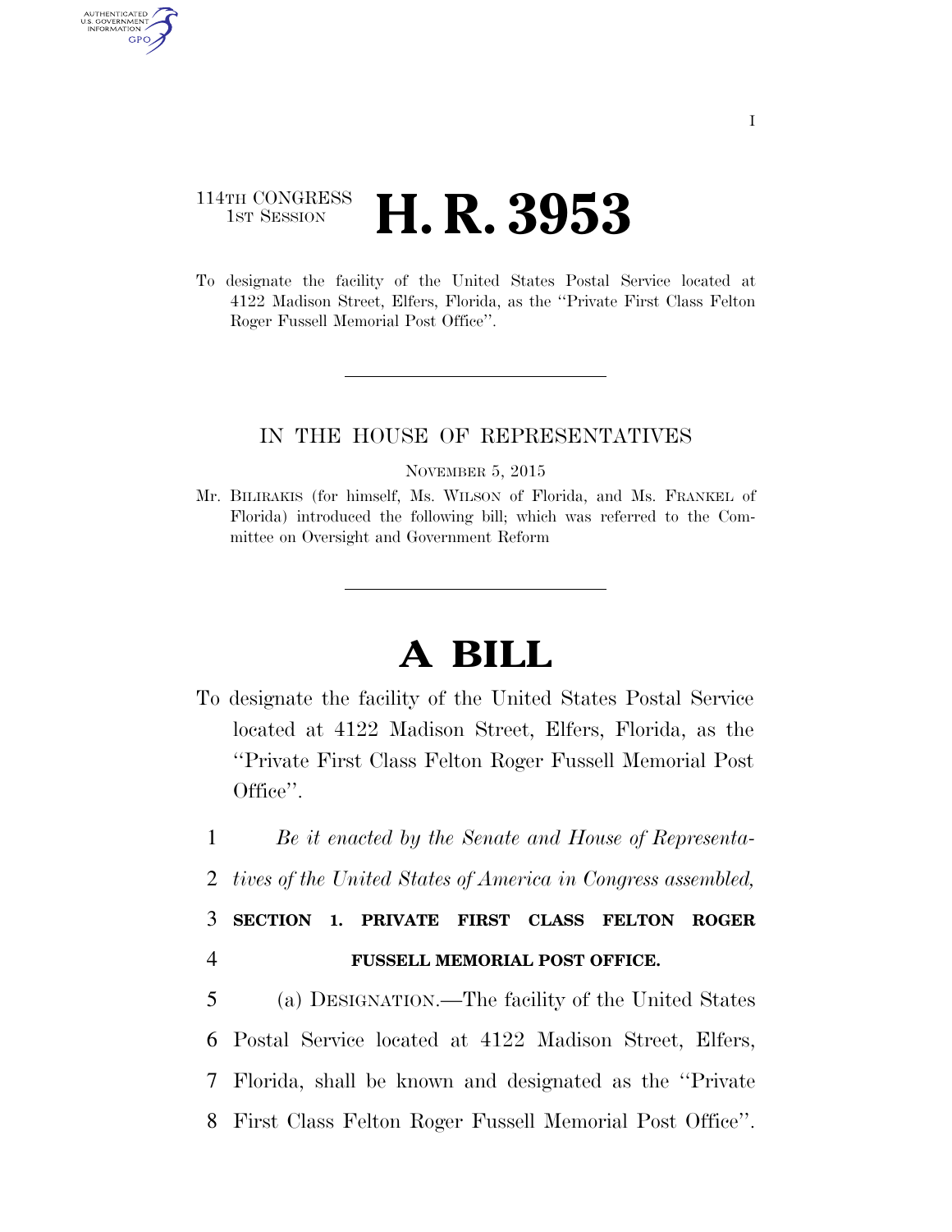114TH CONGRESS
1ST SESSION

# H. R. 3953

To designate the facility of the United States Postal Service located at 4122 Madison Street, Elfers, Florida, as the ''Private First Class Felton Roger Fussell Memorial Post Office''.

IN THE HOUSE OF REPRESENTATIVES

NOVEMBER 5, 2015

Mr. BILIRAKIS (for himself, Ms. WILSON of Florida, and Ms. FRANKEL of Florida) introduced the following bill; which was referred to the Committee on Oversight and Government Reform

# A BILL

To designate the facility of the United States Postal Service located at 4122 Madison Street, Elfers, Florida, as the ''Private First Class Felton Roger Fussell Memorial Post Office''.

1 *Be it enacted by the Senate and House of Representa-*
2 *tives of the United States of America in Congress assembled,*

3 **SECTION 1. PRIVATE FIRST CLASS FELTON ROGER**
4 **FUSSELL MEMORIAL POST OFFICE.**

5 (a) DESIGNATION.—The facility of the United States
6 Postal Service located at 4122 Madison Street, Elfers,
7 Florida, shall be known and designated as the ''Private
8 First Class Felton Roger Fussell Memorial Post Office''.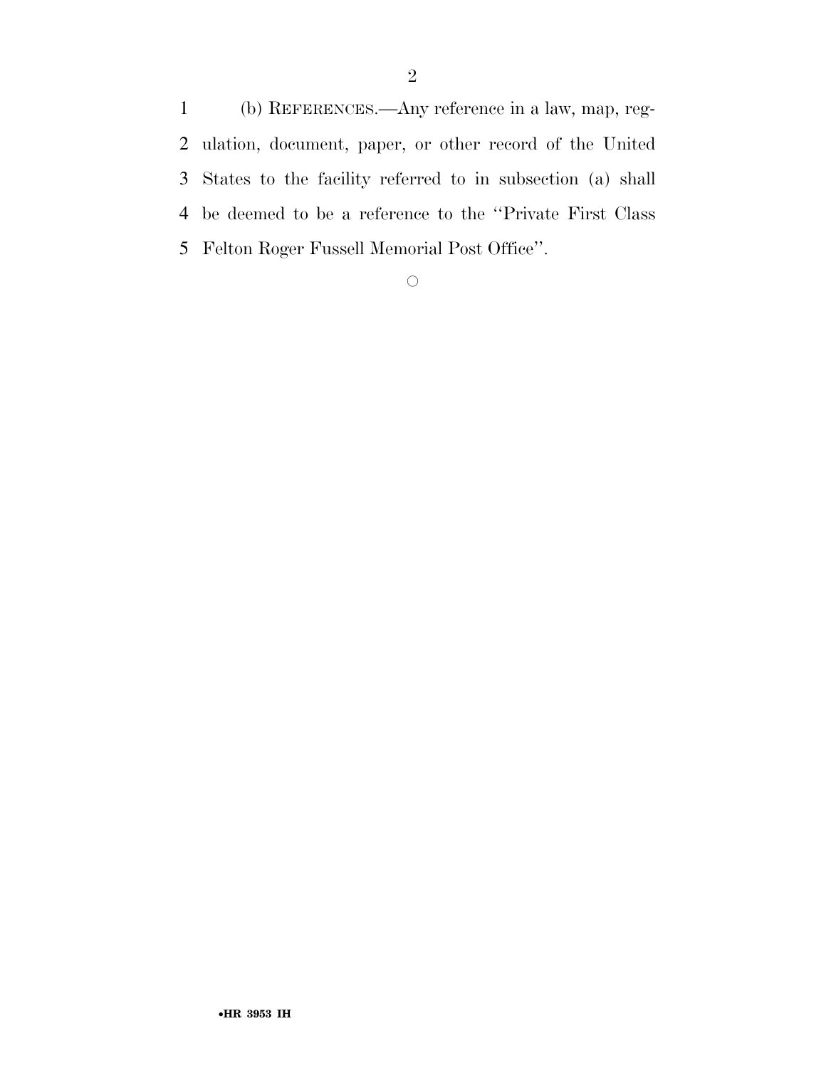(b) REFERENCES.—Any reference in a law, map, regulation, document, paper, or other record of the United States to the facility referred to in subsection (a) shall be deemed to be a reference to the ''Private First Class Felton Roger Fussell Memorial Post Office''.

○